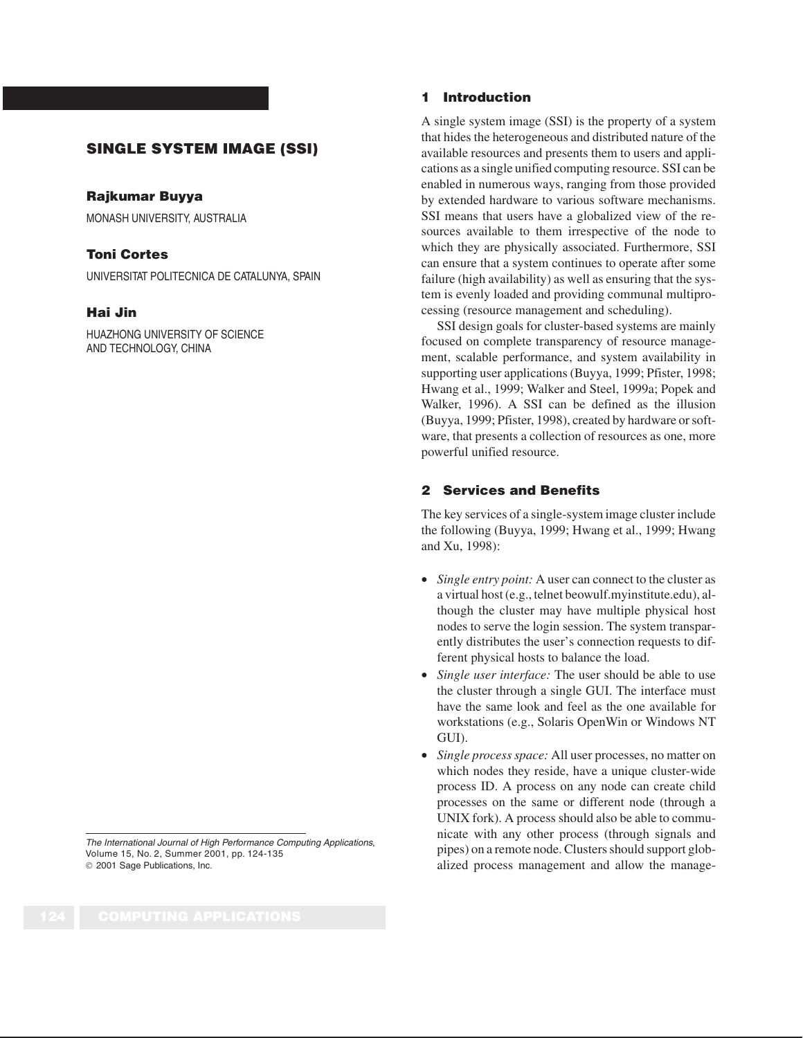# SINGLE SYSTEM IMAGE (SSI)

**Rajkumar Buyya**

MONASH UNIVERSITY, AUSTRALIA

**Toni Cortes**

UNIVERSITAT POLITECNICA DE CATALUNYA, SPAIN

**Hai Jin**

HUAZHONG UNIVERSITY OF SCIENCE AND TECHNOLOGY, CHINA

*The International Journal of High Performance Computing Applications*, Volume 15, No. 2, Summer 2001, pp. 124-135
© 2001 Sage Publications, Inc.

## 1 Introduction

A single system image (SSI) is the property of a system that hides the heterogeneous and distributed nature of the available resources and presents them to users and applications as a single unified computing resource. SSI can be enabled in numerous ways, ranging from those provided by extended hardware to various software mechanisms. SSI means that users have a globalized view of the resources available to them irrespective of the node to which they are physically associated. Furthermore, SSI can ensure that a system continues to operate after some failure (high availability) as well as ensuring that the system is evenly loaded and providing communal multiprocessing (resource management and scheduling).

SSI design goals for cluster-based systems are mainly focused on complete transparency of resource management, scalable performance, and system availability in supporting user applications (Buyya, 1999; Pfister, 1998; Hwang et al., 1999; Walker and Steel, 1999a; Popek and Walker, 1996). A SSI can be defined as the illusion (Buyya, 1999; Pfister, 1998), created by hardware or software, that presents a collection of resources as one, more powerful unified resource.

## 2 Services and Benefits

The key services of a single-system image cluster include the following (Buyya, 1999; Hwang et al., 1999; Hwang and Xu, 1998):

- *Single entry point:* A user can connect to the cluster as a virtual host (e.g., telnet beowulf.myinstitute.edu), although the cluster may have multiple physical host nodes to serve the login session. The system transparently distributes the user's connection requests to different physical hosts to balance the load.
- *Single user interface:* The user should be able to use the cluster through a single GUI. The interface must have the same look and feel as the one available for workstations (e.g., Solaris OpenWin or Windows NT GUI).
- *Single process space:* All user processes, no matter on which nodes they reside, have a unique cluster-wide process ID. A process on any node can create child processes on the same or different node (through a UNIX fork). A process should also be able to communicate with any other process (through signals and pipes) on a remote node. Clusters should support globalized process management and allow the manage-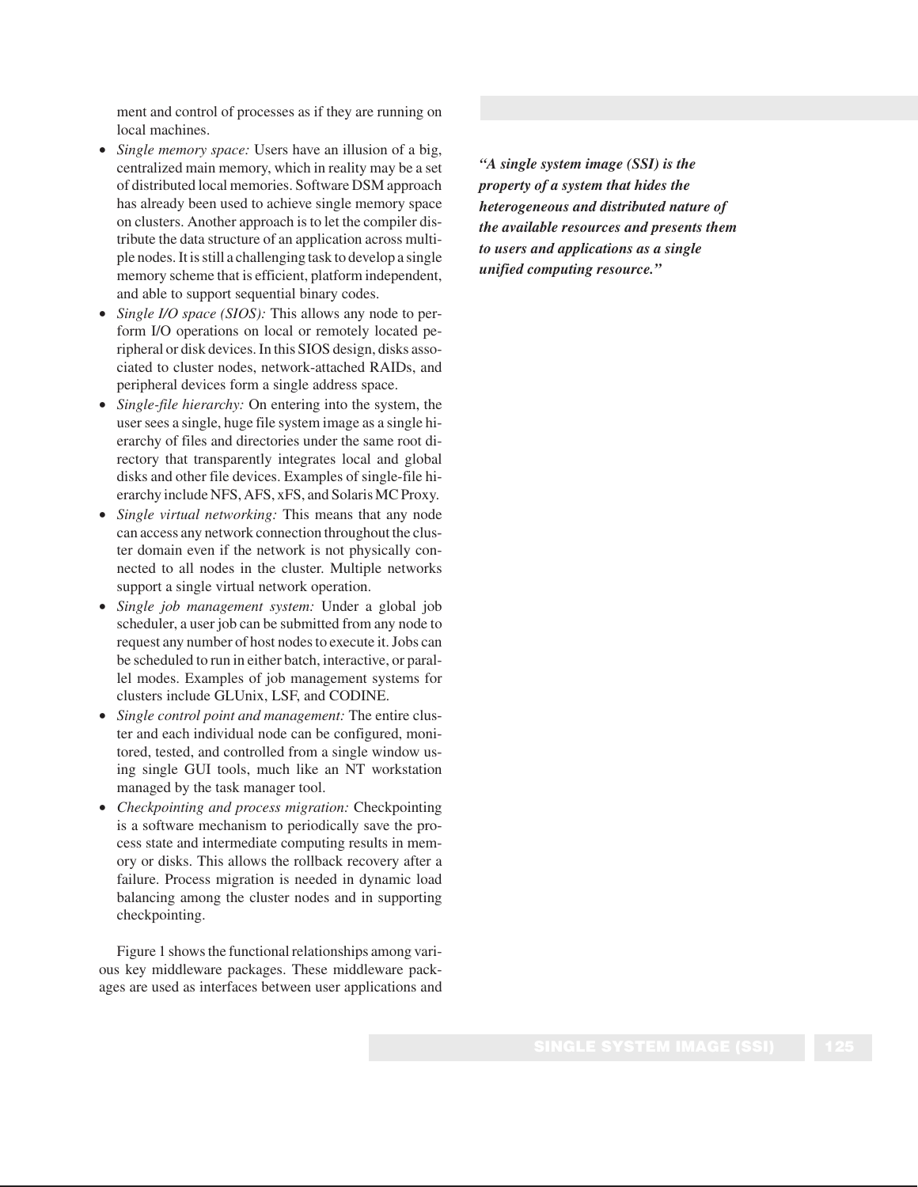ment and control of processes as if they are running on local machines.

- *Single memory space:* Users have an illusion of a big, centralized main memory, which in reality may be a set of distributed local memories. Software DSM approach has already been used to achieve single memory space on clusters. Another approach is to let the compiler distribute the data structure of an application across multiple nodes. It is still a challenging task to develop a single memory scheme that is efficient, platform independent, and able to support sequential binary codes.
- *Single I/O space (SIOS):* This allows any node to perform I/O operations on local or remotely located peripheral or disk devices. In this SIOS design, disks associated to cluster nodes, network-attached RAIDs, and peripheral devices form a single address space.
- *Single-file hierarchy:* On entering into the system, the user sees a single, huge file system image as a single hierarchy of files and directories under the same root directory that transparently integrates local and global disks and other file devices. Examples of single-file hierarchy include NFS, AFS, xFS, and Solaris MC Proxy.
- *Single virtual networking:* This means that any node can access any network connection throughout the cluster domain even if the network is not physically connected to all nodes in the cluster. Multiple networks support a single virtual network operation.
- *Single job management system:* Under a global job scheduler, a user job can be submitted from any node to request any number of host nodes to execute it. Jobs can be scheduled to run in either batch, interactive, or parallel modes. Examples of job management systems for clusters include GLUnix, LSF, and CODINE.
- *Single control point and management:* The entire cluster and each individual node can be configured, monitored, tested, and controlled from a single window using single GUI tools, much like an NT workstation managed by the task manager tool.
- *Checkpointing and process migration:* Checkpointing is a software mechanism to periodically save the process state and intermediate computing results in memory or disks. This allows the rollback recovery after a failure. Process migration is needed in dynamic load balancing among the cluster nodes and in supporting checkpointing.

Figure 1 shows the functional relationships among various key middleware packages. These middleware packages are used as interfaces between user applications and

***"A single system image (SSI) is the property of a system that hides the heterogeneous and distributed nature of the available resources and presents them to users and applications as a single unified computing resource."***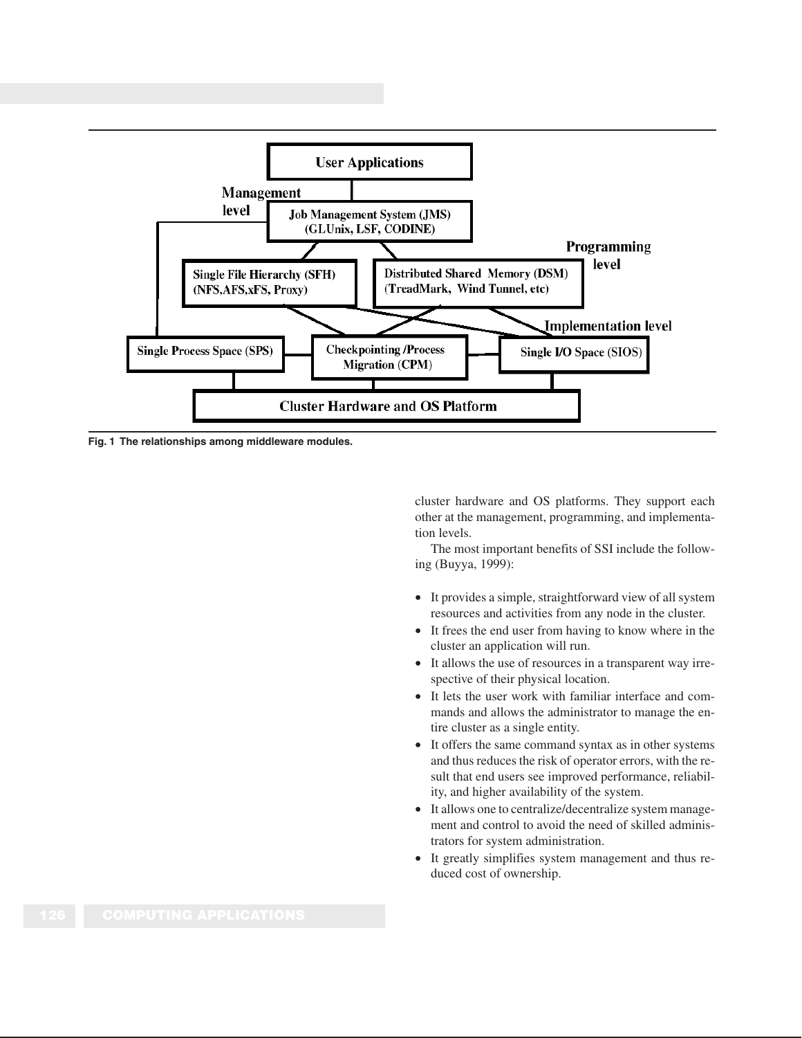Fig. 1 The relationships among middleware modules.

cluster hardware and OS platforms. They support each other at the management, programming, and implementation levels.

The most important benefits of SSI include the following (Buyya, 1999):

- It provides a simple, straightforward view of all system resources and activities from any node in the cluster.
- It frees the end user from having to know where in the cluster an application will run.
- It allows the use of resources in a transparent way irrespective of their physical location.
- It lets the user work with familiar interface and commands and allows the administrator to manage the entire cluster as a single entity.
- It offers the same command syntax as in other systems and thus reduces the risk of operator errors, with the result that end users see improved performance, reliability, and higher availability of the system.
- It allows one to centralize/decentralize system management and control to avoid the need of skilled administrators for system administration.
- It greatly simplifies system management and thus reduced cost of ownership.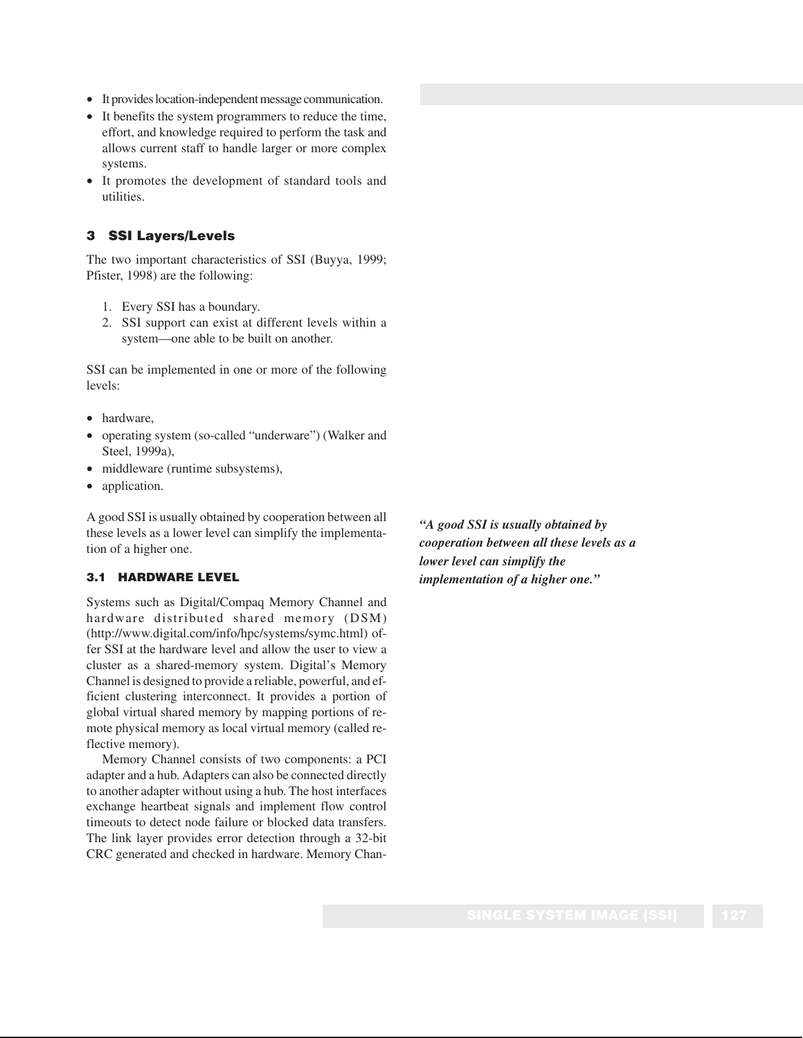- It provides location-independent message communication.
- It benefits the system programmers to reduce the time, effort, and knowledge required to perform the task and allows current staff to handle larger or more complex systems.
- It promotes the development of standard tools and utilities.

## 3 SSI Layers/Levels

The two important characteristics of SSI (Buyya, 1999; Pfister, 1998) are the following:

1. Every SSI has a boundary.
2. SSI support can exist at different levels within a system—one able to be built on another.

SSI can be implemented in one or more of the following levels:

- hardware,
- operating system (so-called "underware") (Walker and Steel, 1999a),
- middleware (runtime subsystems),
- application.

A good SSI is usually obtained by cooperation between all these levels as a lower level can simplify the implementation of a higher one.

***"A good SSI is usually obtained by cooperation between all these levels as a lower level can simplify the implementation of a higher one."***

### 3.1 HARDWARE LEVEL

Systems such as Digital/Compaq Memory Channel and hardware distributed shared memory (DSM) (http://www.digital.com/info/hpc/systems/symc.html) offer SSI at the hardware level and allow the user to view a cluster as a shared-memory system. Digital's Memory Channel is designed to provide a reliable, powerful, and efficient clustering interconnect. It provides a portion of global virtual shared memory by mapping portions of remote physical memory as local virtual memory (called reflective memory).

Memory Channel consists of two components: a PCI adapter and a hub. Adapters can also be connected directly to another adapter without using a hub. The host interfaces exchange heartbeat signals and implement flow control timeouts to detect node failure or blocked data transfers. The link layer provides error detection through a 32-bit CRC generated and checked in hardware. Memory Chan-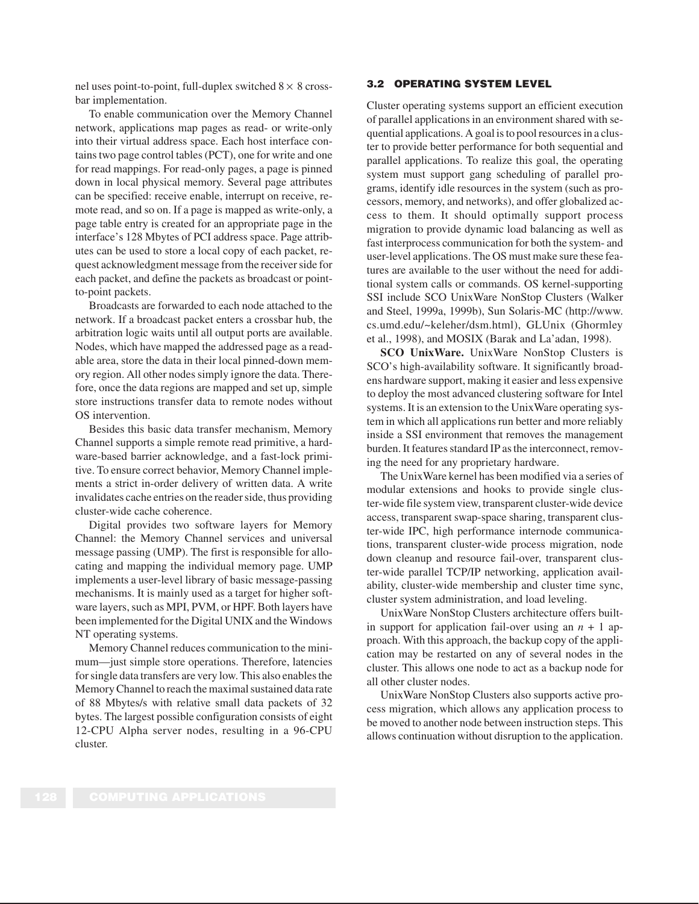nel uses point-to-point, full-duplex switched $8 \times 8$ crossbar implementation.

To enable communication over the Memory Channel network, applications map pages as read- or write-only into their virtual address space. Each host interface contains two page control tables (PCT), one for write and one for read mappings. For read-only pages, a page is pinned down in local physical memory. Several page attributes can be specified: receive enable, interrupt on receive, remote read, and so on. If a page is mapped as write-only, a page table entry is created for an appropriate page in the interface's 128 Mbytes of PCI address space. Page attributes can be used to store a local copy of each packet, request acknowledgment message from the receiver side for each packet, and define the packets as broadcast or point-to-point packets.

Broadcasts are forwarded to each node attached to the network. If a broadcast packet enters a crossbar hub, the arbitration logic waits until all output ports are available. Nodes, which have mapped the addressed page as a readable area, store the data in their local pinned-down memory region. All other nodes simply ignore the data. Therefore, once the data regions are mapped and set up, simple store instructions transfer data to remote nodes without OS intervention.

Besides this basic data transfer mechanism, Memory Channel supports a simple remote read primitive, a hardware-based barrier acknowledge, and a fast-lock primitive. To ensure correct behavior, Memory Channel implements a strict in-order delivery of written data. A write invalidates cache entries on the reader side, thus providing cluster-wide cache coherence.

Digital provides two software layers for Memory Channel: the Memory Channel services and universal message passing (UMP). The first is responsible for allocating and mapping the individual memory page. UMP implements a user-level library of basic message-passing mechanisms. It is mainly used as a target for higher software layers, such as MPI, PVM, or HPF. Both layers have been implemented for the Digital UNIX and the Windows NT operating systems.

Memory Channel reduces communication to the minimum—just simple store operations. Therefore, latencies for single data transfers are very low. This also enables the Memory Channel to reach the maximal sustained data rate of 88 Mbytes/s with relative small data packets of 32 bytes. The largest possible configuration consists of eight 12-CPU Alpha server nodes, resulting in a 96-CPU cluster.

## 3.2 OPERATING SYSTEM LEVEL

Cluster operating systems support an efficient execution of parallel applications in an environment shared with sequential applications. A goal is to pool resources in a cluster to provide better performance for both sequential and parallel applications. To realize this goal, the operating system must support gang scheduling of parallel programs, identify idle resources in the system (such as processors, memory, and networks), and offer globalized access to them. It should optimally support process migration to provide dynamic load balancing as well as fast interprocess communication for both the system- and user-level applications. The OS must make sure these features are available to the user without the need for additional system calls or commands. OS kernel-supporting SSI include SCO UnixWare NonStop Clusters (Walker and Steel, 1999a, 1999b), Sun Solaris-MC (http://www.cs.umd.edu/~keleher/dsm.html), GLUnix (Ghormley et al., 1998), and MOSIX (Barak and La'adan, 1998).

**SCO UnixWare.** UnixWare NonStop Clusters is SCO's high-availability software. It significantly broadens hardware support, making it easier and less expensive to deploy the most advanced clustering software for Intel systems. It is an extension to the UnixWare operating system in which all applications run better and more reliably inside a SSI environment that removes the management burden. It features standard IP as the interconnect, removing the need for any proprietary hardware.

The UnixWare kernel has been modified via a series of modular extensions and hooks to provide single cluster-wide file system view, transparent cluster-wide device access, transparent swap-space sharing, transparent cluster-wide IPC, high performance internode communications, transparent cluster-wide process migration, node down cleanup and resource fail-over, transparent cluster-wide parallel TCP/IP networking, application availability, cluster-wide membership and cluster time sync, cluster system administration, and load leveling.

UnixWare NonStop Clusters architecture offers built-in support for application fail-over using an $n + 1$ approach. With this approach, the backup copy of the application may be restarted on any of several nodes in the cluster. This allows one node to act as a backup node for all other cluster nodes.

UnixWare NonStop Clusters also supports active process migration, which allows any application process to be moved to another node between instruction steps. This allows continuation without disruption to the application.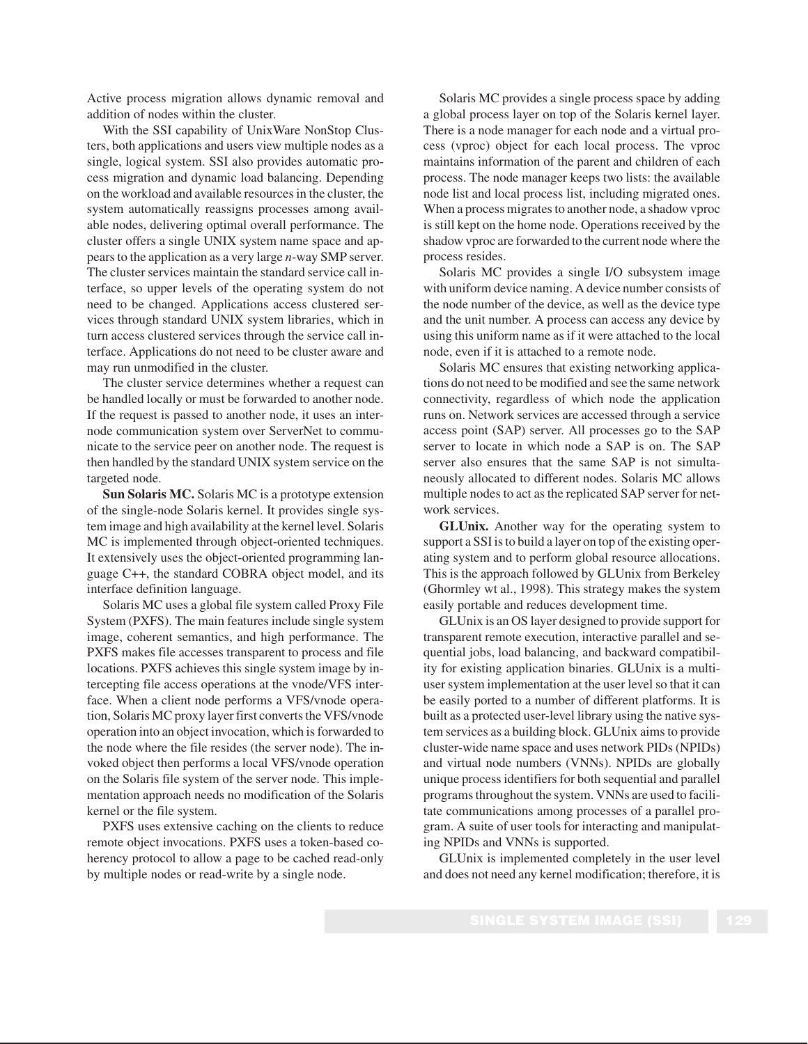Active process migration allows dynamic removal and addition of nodes within the cluster.

With the SSI capability of UnixWare NonStop Clusters, both applications and users view multiple nodes as a single, logical system. SSI also provides automatic process migration and dynamic load balancing. Depending on the workload and available resources in the cluster, the system automatically reassigns processes among available nodes, delivering optimal overall performance. The cluster offers a single UNIX system name space and appears to the application as a very large *n*-way SMP server. The cluster services maintain the standard service call interface, so upper levels of the operating system do not need to be changed. Applications access clustered services through standard UNIX system libraries, which in turn access clustered services through the service call interface. Applications do not need to be cluster aware and may run unmodified in the cluster.

The cluster service determines whether a request can be handled locally or must be forwarded to another node. If the request is passed to another node, it uses an internode communication system over ServerNet to communicate to the service peer on another node. The request is then handled by the standard UNIX system service on the targeted node.

**Sun Solaris MC.** Solaris MC is a prototype extension of the single-node Solaris kernel. It provides single system image and high availability at the kernel level. Solaris MC is implemented through object-oriented techniques. It extensively uses the object-oriented programming language C++, the standard COBRA object model, and its interface definition language.

Solaris MC uses a global file system called Proxy File System (PXFS). The main features include single system image, coherent semantics, and high performance. The PXFS makes file accesses transparent to process and file locations. PXFS achieves this single system image by intercepting file access operations at the vnode/VFS interface. When a client node performs a VFS/vnode operation, Solaris MC proxy layer first converts the VFS/vnode operation into an object invocation, which is forwarded to the node where the file resides (the server node). The invoked object then performs a local VFS/vnode operation on the Solaris file system of the server node. This implementation approach needs no modification of the Solaris kernel or the file system.

PXFS uses extensive caching on the clients to reduce remote object invocations. PXFS uses a token-based coherency protocol to allow a page to be cached read-only by multiple nodes or read-write by a single node.

Solaris MC provides a single process space by adding a global process layer on top of the Solaris kernel layer. There is a node manager for each node and a virtual process (vproc) object for each local process. The vproc maintains information of the parent and children of each process. The node manager keeps two lists: the available node list and local process list, including migrated ones. When a process migrates to another node, a shadow vproc is still kept on the home node. Operations received by the shadow vproc are forwarded to the current node where the process resides.

Solaris MC provides a single I/O subsystem image with uniform device naming. A device number consists of the node number of the device, as well as the device type and the unit number. A process can access any device by using this uniform name as if it were attached to the local node, even if it is attached to a remote node.

Solaris MC ensures that existing networking applications do not need to be modified and see the same network connectivity, regardless of which node the application runs on. Network services are accessed through a service access point (SAP) server. All processes go to the SAP server to locate in which node a SAP is on. The SAP server also ensures that the same SAP is not simultaneously allocated to different nodes. Solaris MC allows multiple nodes to act as the replicated SAP server for network services.

**GLUnix.** Another way for the operating system to support a SSI is to build a layer on top of the existing operating system and to perform global resource allocations. This is the approach followed by GLUnix from Berkeley (Ghormley wt al., 1998). This strategy makes the system easily portable and reduces development time.

GLUnix is an OS layer designed to provide support for transparent remote execution, interactive parallel and sequential jobs, load balancing, and backward compatibility for existing application binaries. GLUnix is a multiuser system implementation at the user level so that it can be easily ported to a number of different platforms. It is built as a protected user-level library using the native system services as a building block. GLUnix aims to provide cluster-wide name space and uses network PIDs (NPIDs) and virtual node numbers (VNNs). NPIDs are globally unique process identifiers for both sequential and parallel programs throughout the system. VNNs are used to facilitate communications among processes of a parallel program. A suite of user tools for interacting and manipulating NPIDs and VNNs is supported.

GLUnix is implemented completely in the user level and does not need any kernel modification; therefore, it is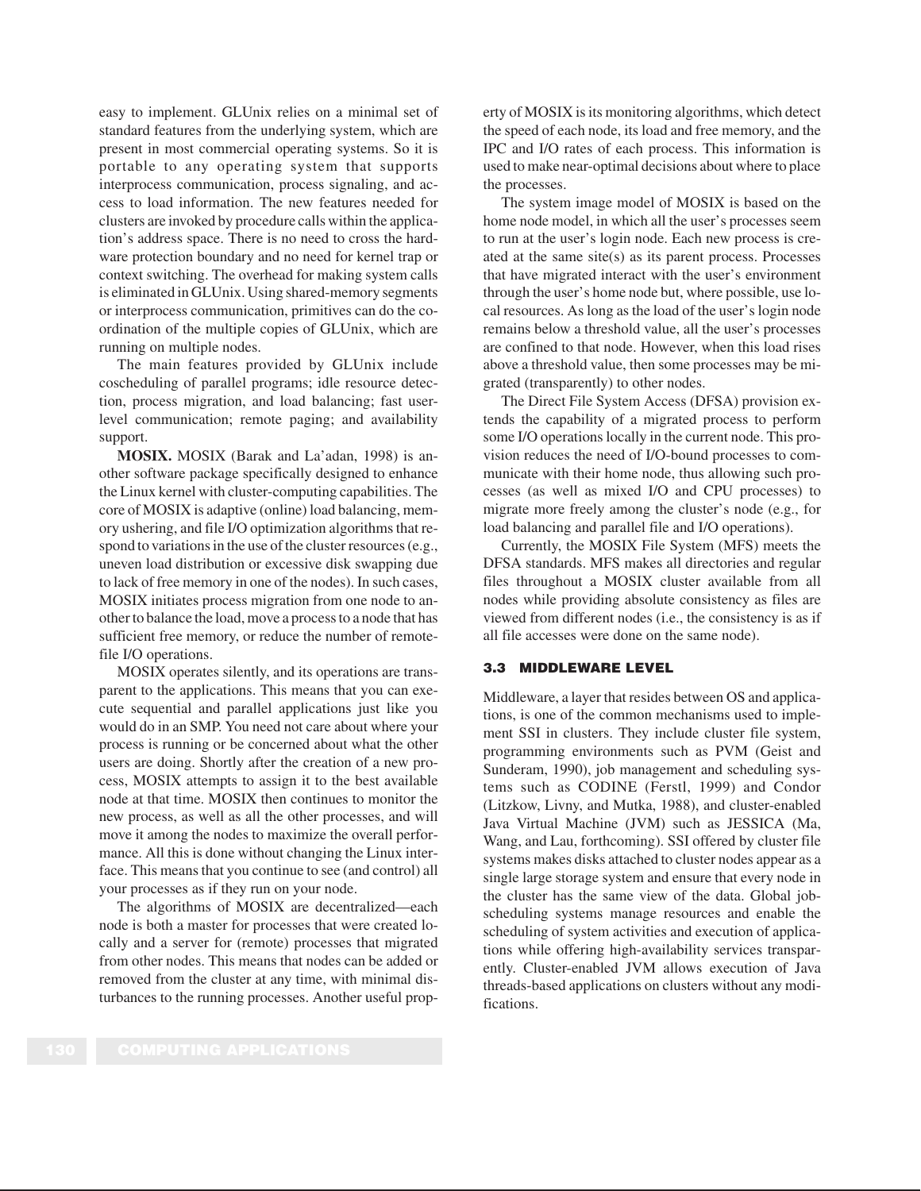easy to implement. GLUnix relies on a minimal set of standard features from the underlying system, which are present in most commercial operating systems. So it is portable to any operating system that supports interprocess communication, process signaling, and access to load information. The new features needed for clusters are invoked by procedure calls within the application's address space. There is no need to cross the hardware protection boundary and no need for kernel trap or context switching. The overhead for making system calls is eliminated in GLUnix. Using shared-memory segments or interprocess communication, primitives can do the coordination of the multiple copies of GLUnix, which are running on multiple nodes.

The main features provided by GLUnix include coscheduling of parallel programs; idle resource detection, process migration, and load balancing; fast user-level communication; remote paging; and availability support.

**MOSIX.** MOSIX (Barak and La'adan, 1998) is another software package specifically designed to enhance the Linux kernel with cluster-computing capabilities. The core of MOSIX is adaptive (online) load balancing, memory ushering, and file I/O optimization algorithms that respond to variations in the use of the cluster resources (e.g., uneven load distribution or excessive disk swapping due to lack of free memory in one of the nodes). In such cases, MOSIX initiates process migration from one node to another to balance the load, move a process to a node that has sufficient free memory, or reduce the number of remote-file I/O operations.

MOSIX operates silently, and its operations are transparent to the applications. This means that you can execute sequential and parallel applications just like you would do in an SMP. You need not care about where your process is running or be concerned about what the other users are doing. Shortly after the creation of a new process, MOSIX attempts to assign it to the best available node at that time. MOSIX then continues to monitor the new process, as well as all the other processes, and will move it among the nodes to maximize the overall performance. All this is done without changing the Linux interface. This means that you continue to see (and control) all your processes as if they run on your node.

The algorithms of MOSIX are decentralized—each node is both a master for processes that were created locally and a server for (remote) processes that migrated from other nodes. This means that nodes can be added or removed from the cluster at any time, with minimal disturbances to the running processes. Another useful property of MOSIX is its monitoring algorithms, which detect the speed of each node, its load and free memory, and the IPC and I/O rates of each process. This information is used to make near-optimal decisions about where to place the processes.

The system image model of MOSIX is based on the home node model, in which all the user's processes seem to run at the user's login node. Each new process is created at the same site(s) as its parent process. Processes that have migrated interact with the user's environment through the user's home node but, where possible, use local resources. As long as the load of the user's login node remains below a threshold value, all the user's processes are confined to that node. However, when this load rises above a threshold value, then some processes may be migrated (transparently) to other nodes.

The Direct File System Access (DFSA) provision extends the capability of a migrated process to perform some I/O operations locally in the current node. This provision reduces the need of I/O-bound processes to communicate with their home node, thus allowing such processes (as well as mixed I/O and CPU processes) to migrate more freely among the cluster's node (e.g., for load balancing and parallel file and I/O operations).

Currently, the MOSIX File System (MFS) meets the DFSA standards. MFS makes all directories and regular files throughout a MOSIX cluster available from all nodes while providing absolute consistency as files are viewed from different nodes (i.e., the consistency is as if all file accesses were done on the same node).

### 3.3 MIDDLEWARE LEVEL

Middleware, a layer that resides between OS and applications, is one of the common mechanisms used to implement SSI in clusters. They include cluster file system, programming environments such as PVM (Geist and Sunderam, 1990), job management and scheduling systems such as CODINE (Ferstl, 1999) and Condor (Litzkow, Livny, and Mutka, 1988), and cluster-enabled Java Virtual Machine (JVM) such as JESSICA (Ma, Wang, and Lau, forthcoming). SSI offered by cluster file systems makes disks attached to cluster nodes appear as a single large storage system and ensure that every node in the cluster has the same view of the data. Global job-scheduling systems manage resources and enable the scheduling of system activities and execution of applications while offering high-availability services transparently. Cluster-enabled JVM allows execution of Java threads-based applications on clusters without any modifications.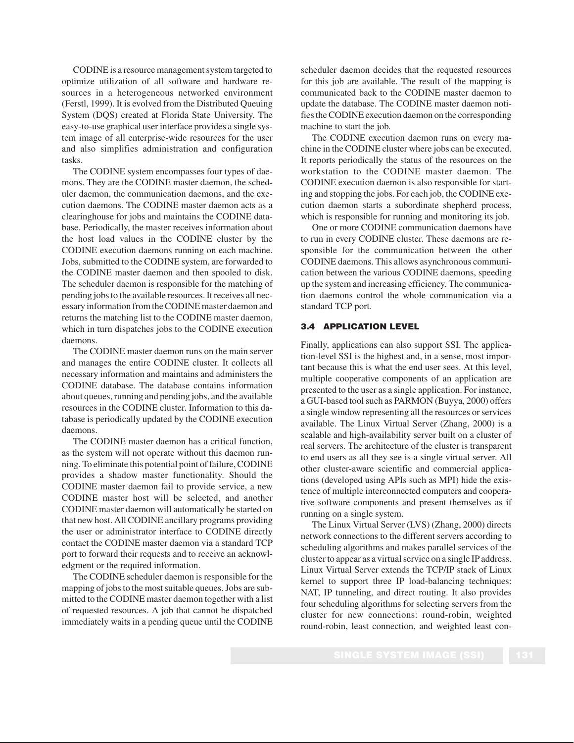CODINE is a resource management system targeted to optimize utilization of all software and hardware resources in a heterogeneous networked environment (Ferstl, 1999). It is evolved from the Distributed Queuing System (DQS) created at Florida State University. The easy-to-use graphical user interface provides a single system image of all enterprise-wide resources for the user and also simplifies administration and configuration tasks.

The CODINE system encompasses four types of daemons. They are the CODINE master daemon, the scheduler daemon, the communication daemons, and the execution daemons. The CODINE master daemon acts as a clearinghouse for jobs and maintains the CODINE database. Periodically, the master receives information about the host load values in the CODINE cluster by the CODINE execution daemons running on each machine. Jobs, submitted to the CODINE system, are forwarded to the CODINE master daemon and then spooled to disk. The scheduler daemon is responsible for the matching of pending jobs to the available resources. It receives all necessary information from the CODINE master daemon and returns the matching list to the CODINE master daemon, which in turn dispatches jobs to the CODINE execution daemons.

The CODINE master daemon runs on the main server and manages the entire CODINE cluster. It collects all necessary information and maintains and administers the CODINE database. The database contains information about queues, running and pending jobs, and the available resources in the CODINE cluster. Information to this database is periodically updated by the CODINE execution daemons.

The CODINE master daemon has a critical function, as the system will not operate without this daemon running. To eliminate this potential point of failure, CODINE provides a shadow master functionality. Should the CODINE master daemon fail to provide service, a new CODINE master host will be selected, and another CODINE master daemon will automatically be started on that new host. All CODINE ancillary programs providing the user or administrator interface to CODINE directly contact the CODINE master daemon via a standard TCP port to forward their requests and to receive an acknowledgment or the required information.

The CODINE scheduler daemon is responsible for the mapping of jobs to the most suitable queues. Jobs are submitted to the CODINE master daemon together with a list of requested resources. A job that cannot be dispatched immediately waits in a pending queue until the CODINE scheduler daemon decides that the requested resources for this job are available. The result of the mapping is communicated back to the CODINE master daemon to update the database. The CODINE master daemon notifies the CODINE execution daemon on the corresponding machine to start the job.

The CODINE execution daemon runs on every machine in the CODINE cluster where jobs can be executed. It reports periodically the status of the resources on the workstation to the CODINE master daemon. The CODINE execution daemon is also responsible for starting and stopping the jobs. For each job, the CODINE execution daemon starts a subordinate shepherd process, which is responsible for running and monitoring its job.

One or more CODINE communication daemons have to run in every CODINE cluster. These daemons are responsible for the communication between the other CODINE daemons. This allows asynchronous communication between the various CODINE daemons, speeding up the system and increasing efficiency. The communication daemons control the whole communication via a standard TCP port.

### 3.4 APPLICATION LEVEL

Finally, applications can also support SSI. The application-level SSI is the highest and, in a sense, most important because this is what the end user sees. At this level, multiple cooperative components of an application are presented to the user as a single application. For instance, a GUI-based tool such as PARMON (Buyya, 2000) offers a single window representing all the resources or services available. The Linux Virtual Server (Zhang, 2000) is a scalable and high-availability server built on a cluster of real servers. The architecture of the cluster is transparent to end users as all they see is a single virtual server. All other cluster-aware scientific and commercial applications (developed using APIs such as MPI) hide the existence of multiple interconnected computers and cooperative software components and present themselves as if running on a single system.

The Linux Virtual Server (LVS) (Zhang, 2000) directs network connections to the different servers according to scheduling algorithms and makes parallel services of the cluster to appear as a virtual service on a single IP address. Linux Virtual Server extends the TCP/IP stack of Linux kernel to support three IP load-balancing techniques: NAT, IP tunneling, and direct routing. It also provides four scheduling algorithms for selecting servers from the cluster for new connections: round-robin, weighted round-robin, least connection, and weighted least con-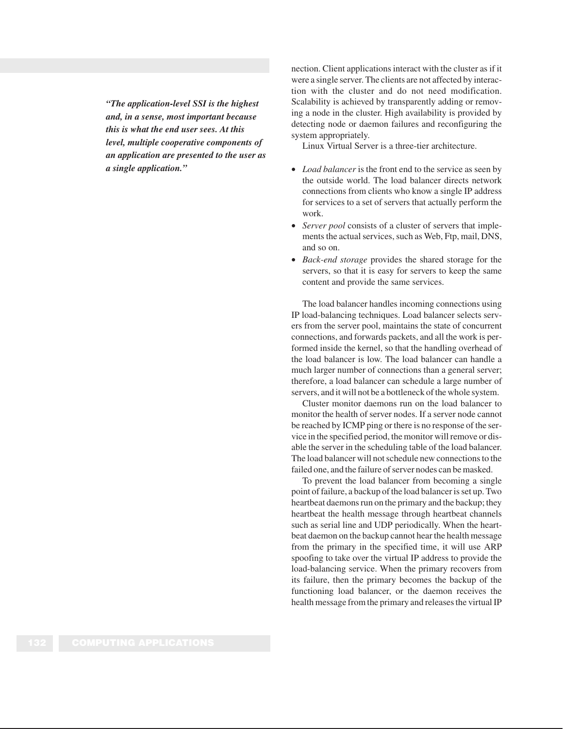*"The application-level SSI is the highest and, in a sense, most important because this is what the end user sees. At this level, multiple cooperative components of an application are presented to the user as a single application."*

nection. Client applications interact with the cluster as if it were a single server. The clients are not affected by interaction with the cluster and do not need modification. Scalability is achieved by transparently adding or removing a node in the cluster. High availability is provided by detecting node or daemon failures and reconfiguring the system appropriately.

Linux Virtual Server is a three-tier architecture.

- *Load balancer* is the front end to the service as seen by the outside world. The load balancer directs network connections from clients who know a single IP address for services to a set of servers that actually perform the work.
- *Server pool* consists of a cluster of servers that implements the actual services, such as Web, Ftp, mail, DNS, and so on.
- *Back-end storage* provides the shared storage for the servers, so that it is easy for servers to keep the same content and provide the same services.

The load balancer handles incoming connections using IP load-balancing techniques. Load balancer selects servers from the server pool, maintains the state of concurrent connections, and forwards packets, and all the work is performed inside the kernel, so that the handling overhead of the load balancer is low. The load balancer can handle a much larger number of connections than a general server; therefore, a load balancer can schedule a large number of servers, and it will not be a bottleneck of the whole system.

Cluster monitor daemons run on the load balancer to monitor the health of server nodes. If a server node cannot be reached by ICMP ping or there is no response of the service in the specified period, the monitor will remove or disable the server in the scheduling table of the load balancer. The load balancer will not schedule new connections to the failed one, and the failure of server nodes can be masked.

To prevent the load balancer from becoming a single point of failure, a backup of the load balancer is set up. Two heartbeat daemons run on the primary and the backup; they heartbeat the health message through heartbeat channels such as serial line and UDP periodically. When the heartbeat daemon on the backup cannot hear the health message from the primary in the specified time, it will use ARP spoofing to take over the virtual IP address to provide the load-balancing service. When the primary recovers from its failure, then the primary becomes the backup of the functioning load balancer, or the daemon receives the health message from the primary and releases the virtual IP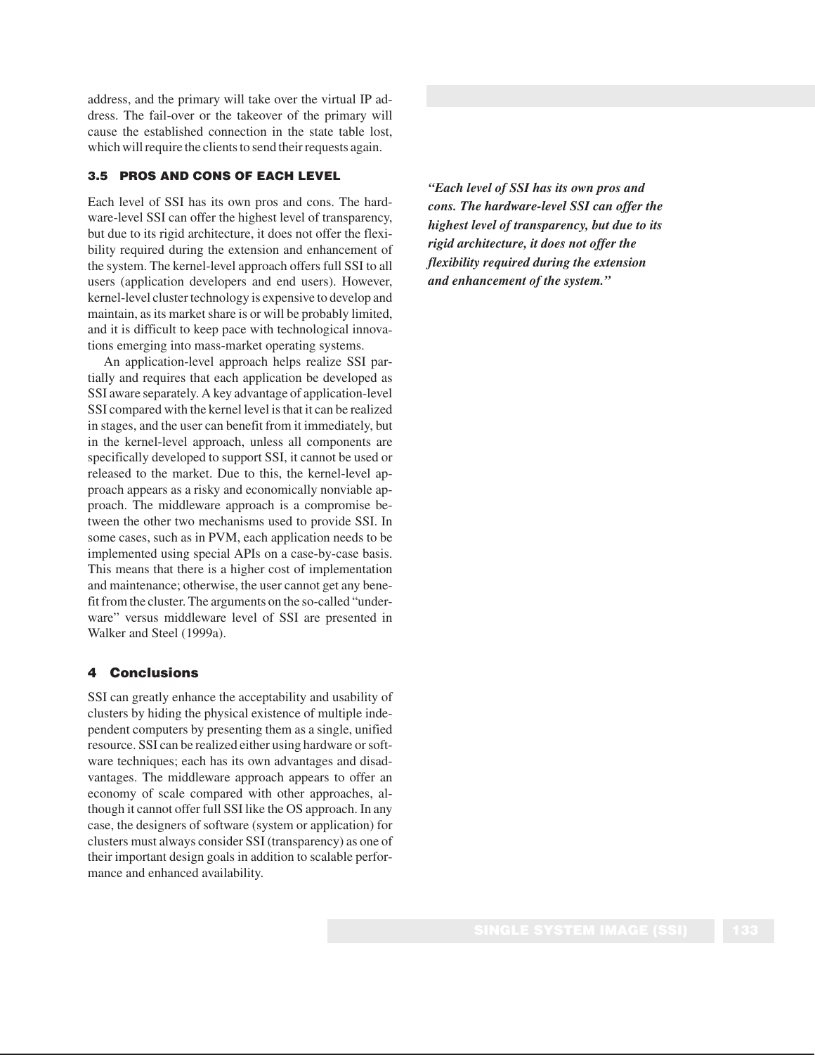address, and the primary will take over the virtual IP address. The fail-over or the takeover of the primary will cause the established connection in the state table lost, which will require the clients to send their requests again.

### 3.5 PROS AND CONS OF EACH LEVEL

Each level of SSI has its own pros and cons. The hardware-level SSI can offer the highest level of transparency, but due to its rigid architecture, it does not offer the flexibility required during the extension and enhancement of the system. The kernel-level approach offers full SSI to all users (application developers and end users). However, kernel-level cluster technology is expensive to develop and maintain, as its market share is or will be probably limited, and it is difficult to keep pace with technological innovations emerging into mass-market operating systems.

An application-level approach helps realize SSI partially and requires that each application be developed as SSI aware separately. A key advantage of application-level SSI compared with the kernel level is that it can be realized in stages, and the user can benefit from it immediately, but in the kernel-level approach, unless all components are specifically developed to support SSI, it cannot be used or released to the market. Due to this, the kernel-level approach appears as a risky and economically nonviable approach. The middleware approach is a compromise between the other two mechanisms used to provide SSI. In some cases, such as in PVM, each application needs to be implemented using special APIs on a case-by-case basis. This means that there is a higher cost of implementation and maintenance; otherwise, the user cannot get any benefit from the cluster. The arguments on the so-called "underware" versus middleware level of SSI are presented in Walker and Steel (1999a).

***"Each level of SSI has its own pros and cons. The hardware-level SSI can offer the highest level of transparency, but due to its rigid architecture, it does not offer the flexibility required during the extension and enhancement of the system."***

## 4 Conclusions

SSI can greatly enhance the acceptability and usability of clusters by hiding the physical existence of multiple independent computers by presenting them as a single, unified resource. SSI can be realized either using hardware or software techniques; each has its own advantages and disadvantages. The middleware approach appears to offer an economy of scale compared with other approaches, although it cannot offer full SSI like the OS approach. In any case, the designers of software (system or application) for clusters must always consider SSI (transparency) as one of their important design goals in addition to scalable performance and enhanced availability.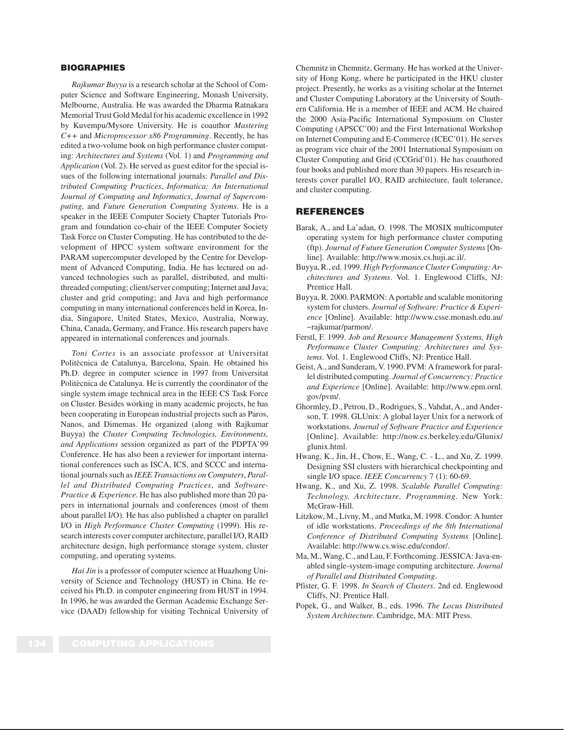## BIOGRAPHIES

*Rajkumar Buyya* is a research scholar at the School of Computer Science and Software Engineering, Monash University, Melbourne, Australia. He was awarded the Dharma Ratnakara Memorial Trust Gold Medal for his academic excellence in 1992 by Kuvempu/Mysore University. He is coauthor *Mastering C++* and *Microprocessor x86 Programming*. Recently, he has edited a two-volume book on high performance cluster computing: *Architectures and Systems* (Vol. 1) and *Programming and Application* (Vol. 2). He served as guest editor for the special issues of the following international journals: *Parallel and Distributed Computing Practices*, *Informatica: An International Journal of Computing and Informatics*, *Journal of Supercomputing*, and *Future Generation Computing Systems*. He is a speaker in the IEEE Computer Society Chapter Tutorials Program and foundation co-chair of the IEEE Computer Society Task Force on Cluster Computing. He has contributed to the development of HPCC system software environment for the PARAM supercomputer developed by the Centre for Development of Advanced Computing, India. He has lectured on advanced technologies such as parallel, distributed, and multithreaded computing; client/server computing; Internet and Java; cluster and grid computing; and Java and high performance computing in many international conferences held in Korea, India, Singapore, United States, Mexico, Australia, Norway, China, Canada, Germany, and France. His research papers have appeared in international conferences and journals.

*Toni Cortes* is an associate professor at Universitat Politècnica de Catalunya, Barcelona, Spain. He obtained his Ph.D. degree in computer science in 1997 from Universitat Politècnica de Catalunya. He is currently the coordinator of the single system image technical area in the IEEE CS Task Force on Cluster. Besides working in many academic projects, he has been cooperating in European industrial projects such as Paros, Nanos, and Dimemas. He organized (along with Rajkumar Buyya) the *Cluster Computing Technologies, Environments, and Applications* session organized as part of the PDPTA'99 Conference. He has also been a reviewer for important international conferences such as ISCA, ICS, and SCCC and international journals such as *IEEE Transactions on Computers*, *Parallel and Distributed Computing Practices*, and *Software-Practice & Experience*. He has also published more than 20 papers in international journals and conferences (most of them about parallel I/O). He has also published a chapter on parallel I/O in *High Performance Cluster Computing* (1999). His research interests cover computer architecture, parallel I/O, RAID architecture design, high performance storage system, cluster computing, and operating systems.

*Hai Jin* is a professor of computer science at Huazhong University of Science and Technology (HUST) in China. He received his Ph.D. in computer engineering from HUST in 1994. In 1996, he was awarded the German Academic Exchange Service (DAAD) fellowship for visiting Technical University of Chemnitz in Chemnitz, Germany. He has worked at the University of Hong Kong, where he participated in the HKU cluster project. Presently, he works as a visiting scholar at the Internet and Cluster Computing Laboratory at the University of Southern California. He is a member of IEEE and ACM. He chaired the 2000 Asia-Pacific International Symposium on Cluster Computing (APSCC'00) and the First International Workshop on Internet Computing and E-Commerce (ICEC'01). He serves as program vice chair of the 2001 International Symposium on Cluster Computing and Grid (CCGrid'01). He has coauthored four books and published more than 30 papers. His research interests cover parallel I/O, RAID architecture, fault tolerance, and cluster computing.

## REFERENCES

Barak, A., and La'adan, O. 1998. The MOSIX multicomputer operating system for high performance cluster computing (ftp). *Journal of Future Generation Computer Systems* [Online]. Available: http://www.mosix.cs.huji.ac.il/.

Buyya, R., ed. 1999. *High Performance Cluster Computing: Architectures and Systems*. Vol. 1. Englewood Cliffs, NJ: Prentice Hall.

Buyya, R. 2000. PARMON: A portable and scalable monitoring system for clusters. *Journal of Software: Practice & Experience* [Online]. Available: http://www.csse.monash.edu.au/~rajkumar/parmon/.

Ferstl, F. 1999. *Job and Resource Management Systems, High Performance Cluster Computing: Architectures and Systems*. Vol. 1. Englewood Cliffs, NJ: Prentice Hall.

Geist, A., and Sunderam, V. 1990. PVM: A framework for parallel distributed computing. *Journal of Concurrency: Practice and Experience* [Online]. Available: http://www.epm.ornl.gov/pvm/.

Ghormley, D., Petrou, D., Rodrigues, S., Vahdat, A., and Anderson, T. 1998. GLUnix: A global layer Unix for a network of workstations. *Journal of Software Practice and Experience* [Online]. Available: http://now.cs.berkeley.edu/Glunix/glunix.html.

Hwang, K., Jin, H., Chow, E., Wang, C. - L., and Xu, Z. 1999. Designing SSI clusters with hierarchical checkpointing and single I/O space. *IEEE Concurrency* 7 (1): 60-69.

Hwang, K., and Xu, Z. 1998. *Scalable Parallel Computing: Technology, Architecture, Programming*. New York: McGraw-Hill.

Litzkow, M., Livny, M., and Mutka, M. 1998. Condor: A hunter of idle workstations. *Proceedings of the 8th International Conference of Distributed Computing Systems* [Online]. Available: http://www.cs.wisc.edu/condor/.

Ma, M., Wang, C., and Lau, F. Forthcoming. JESSICA: Java-enabled single-system-image computing architecture. *Journal of Parallel and Distributed Computing*.

Pfister, G. F. 1998. *In Search of Clusters*. 2nd ed. Englewood Cliffs, NJ: Prentice Hall.

Popek, G., and Walker, B., eds. 1996. *The Locus Distributed System Architecture*. Cambridge, MA: MIT Press.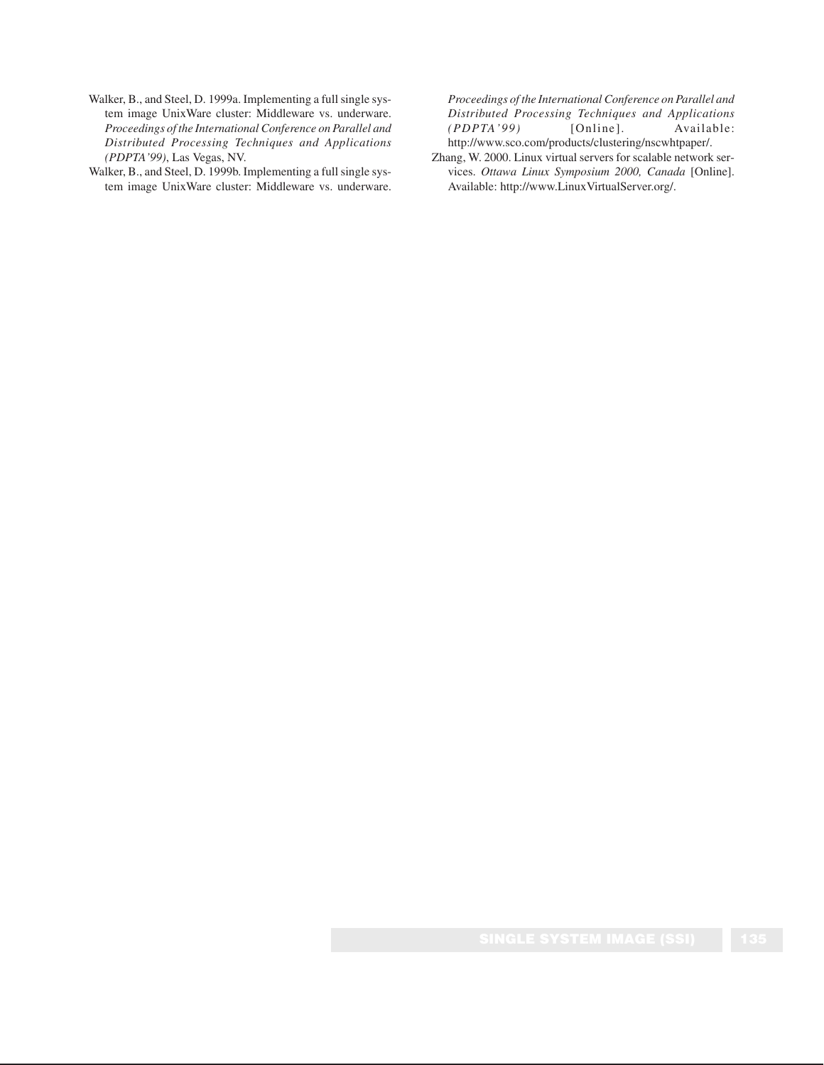Walker, B., and Steel, D. 1999a. Implementing a full single system image UnixWare cluster: Middleware vs. underware. *Proceedings of the International Conference on Parallel and Distributed Processing Techniques and Applications (PDPTA'99)*, Las Vegas, NV.

Walker, B., and Steel, D. 1999b. Implementing a full single system image UnixWare cluster: Middleware vs. underware. *Proceedings of the International Conference on Parallel and Distributed Processing Techniques and Applications (PDPTA'99)* [Online]. Available: http://www.sco.com/products/clustering/nscwhtpaper/.

Zhang, W. 2000. Linux virtual servers for scalable network services. *Ottawa Linux Symposium 2000, Canada* [Online]. Available: http://www.LinuxVirtualServer.org/.